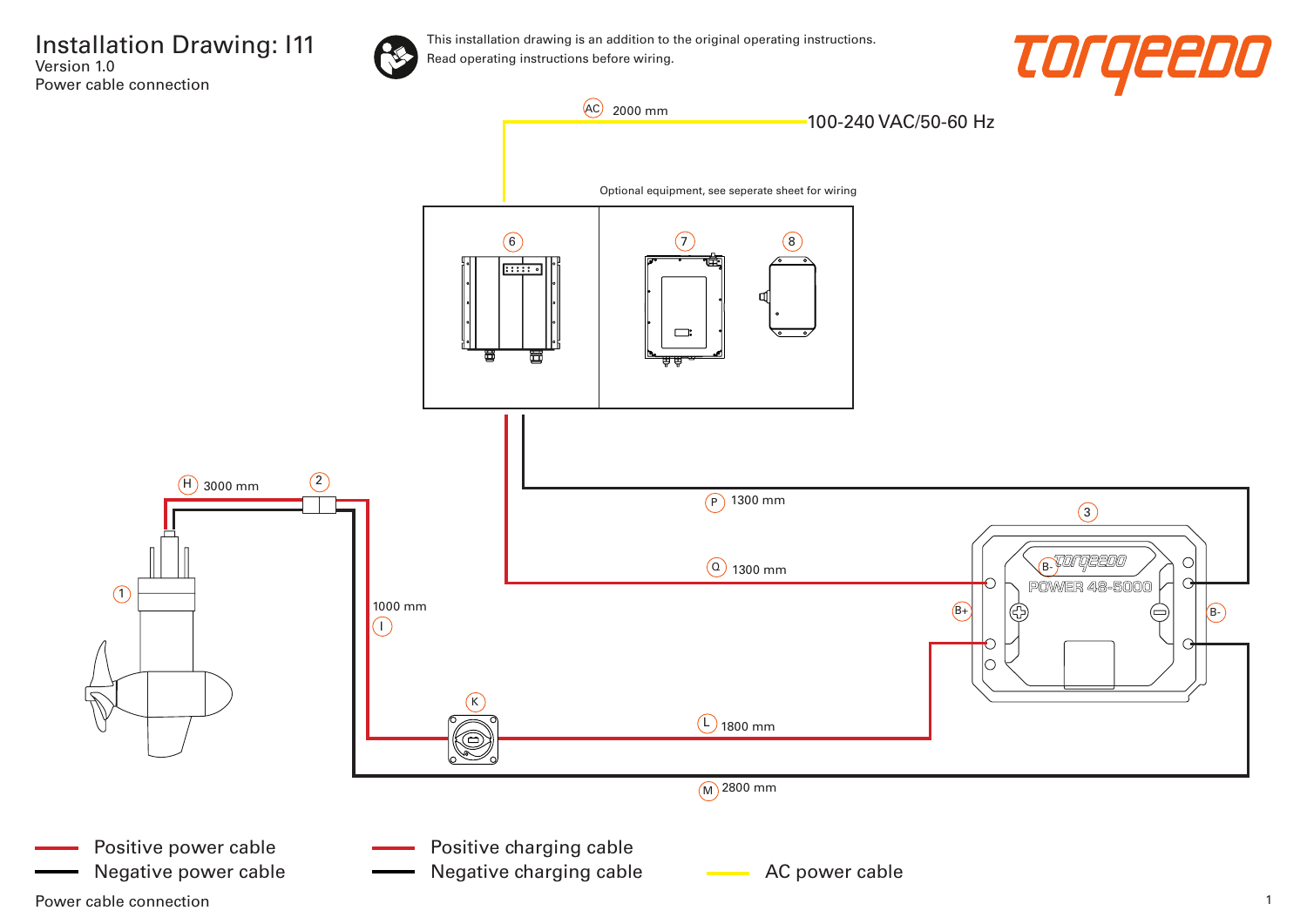# Installation Drawing: I11

Version 1.0

Power cable connection

This installation drawing is an addition to the original operating instructions.
Read operating instructions before wiring.

torqeedo

AC 2000 mm

100-240 VAC/50-60 Hz

Optional equipment, see seperate sheet for wiring

6

7

8

H 3000 mm

2

1

1000 mm

I

P 1300 mm

3

Q 1300 mm

B-

POWER 48-5000

B+

B-

K

L 1800 mm

M 2800 mm

Positive power cable

Negative power cable

Positive charging cable

Negative charging cable

AC power cable

Power cable connection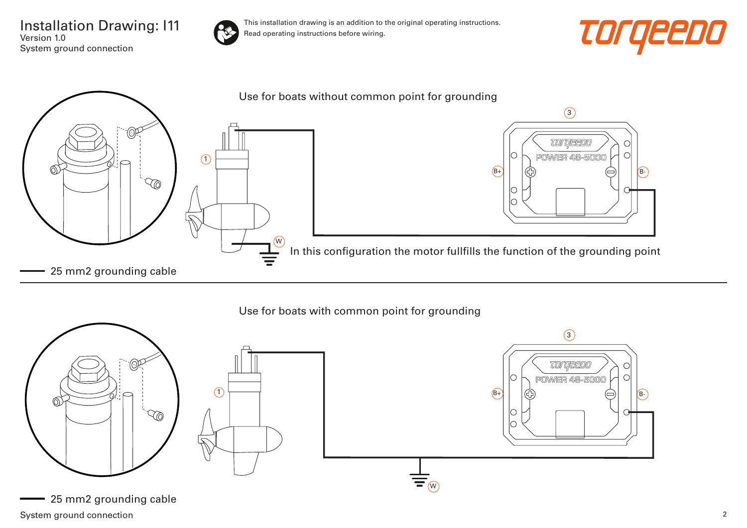# Installation Drawing: I11

Version 1.0

System ground connection

This installation drawing is an addition to the original operating instructions.
Read operating instructions before wiring.

torqeedo

## Use for boats without common point for grounding

3

B+

B-

1

W

POWER 48-5000

In this configuration the motor fullfills the function of the grounding point

25 mm2 grounding cable

## Use for boats with common point for grounding

3

B+

B-

1

W

POWER 48-5000

25 mm2 grounding cable

System ground connection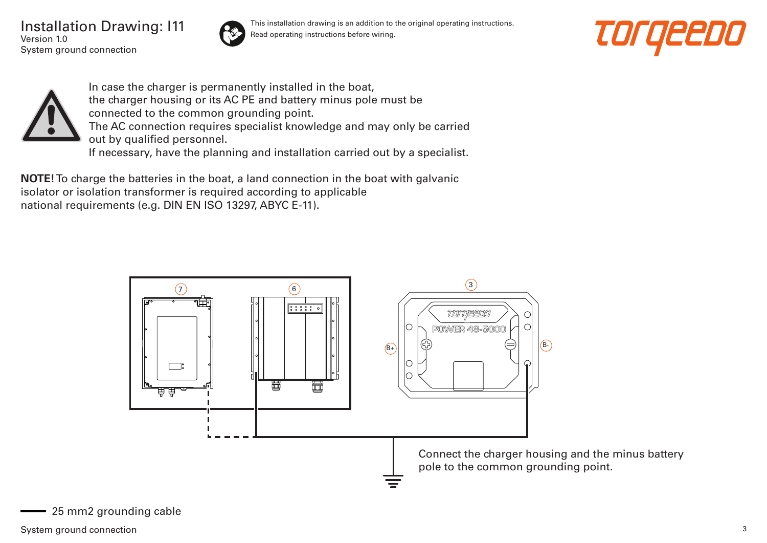# Installation Drawing: I11

Version 1.0

System ground connection

This installation drawing is an addition to the original operating instructions.
Read operating instructions before wiring.

In case the charger is permanently installed in the boat, the charger housing or its AC PE and battery minus pole must be connected to the common grounding point.
The AC connection requires specialist knowledge and may only be carried out by qualified personnel.
If necessary, have the planning and installation carried out by a specialist.

**NOTE!** To charge the batteries in the boat, a land connection in the boat with galvanic isolator or isolation transformer is required according to applicable national requirements (e.g. DIN EN ISO 13297, ABYC E-11).

7

6

3

POWER 48-5000

B+

B-

Connect the charger housing and the minus battery pole to the common grounding point.

25 mm2 grounding cable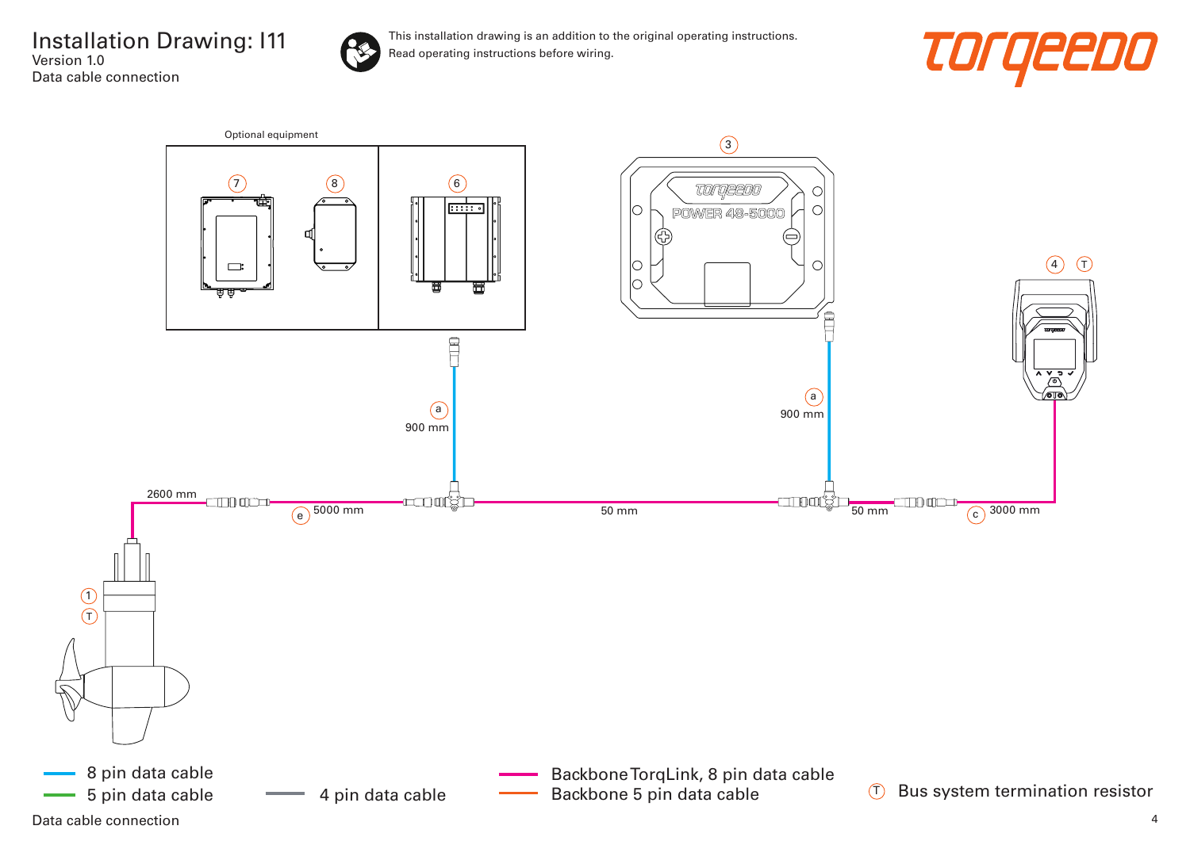# Installation Drawing: I11

Version 1.0

Data cable connection

This installation drawing is an addition to the original operating instructions.
Read operating instructions before wiring.

torqeedo

Optional equipment

7

8

6

3

4 T

a
900 mm

a
900 mm

2600 mm

e 5000 mm

50 mm

50 mm

c 3000 mm

1
T

8 pin data cable

5 pin data cable

4 pin data cable

Backbone TorqLink, 8 pin data cable

Backbone 5 pin data cable

T Bus system termination resistor

Data cable connection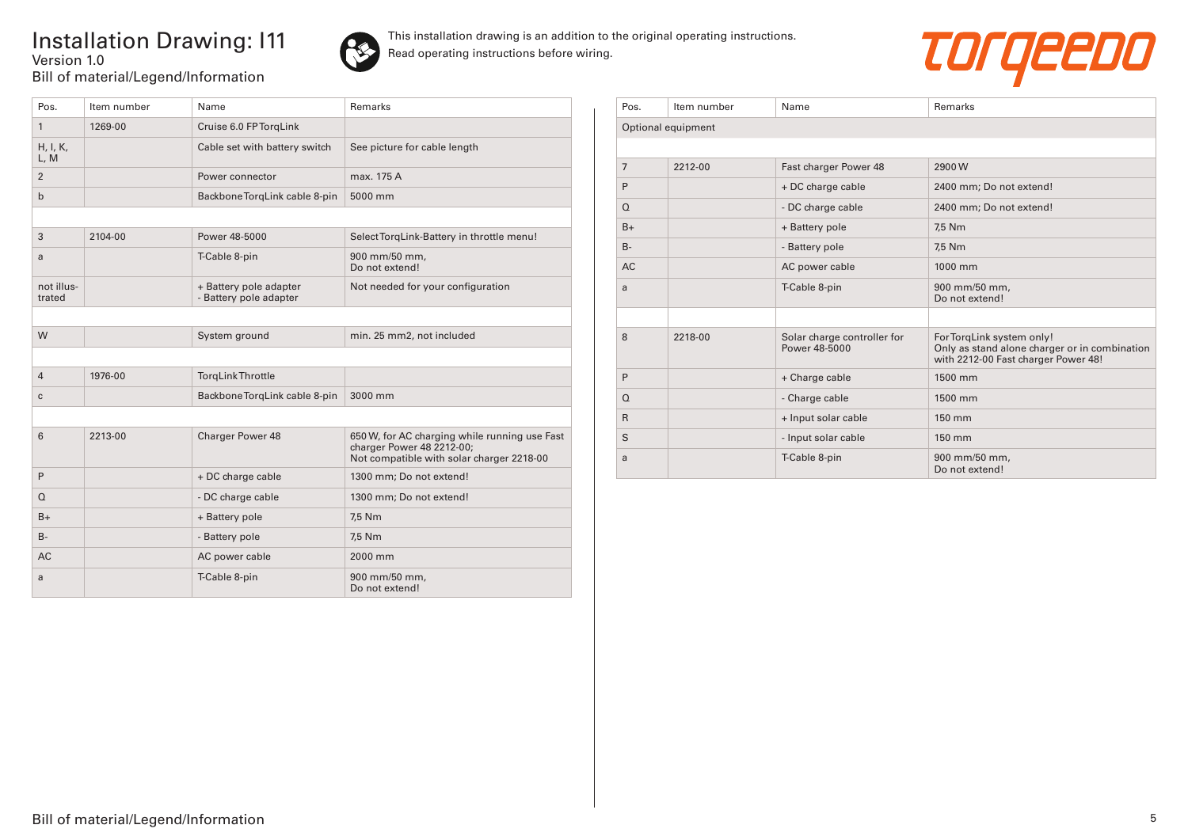# Installation Drawing: I11

Version 1.0

Bill of material/Legend/Information

This installation drawing is an addition to the original operating instructions.
Read operating instructions before wiring.

| Pos. | Item number | Name | Remarks |
|---|---|---|---|
| 1 | 1269-00 | Cruise 6.0 FP TorqLink | |
| H, I, K, L, M | | Cable set with battery switch | See picture for cable length |
| 2 | | Power connector | max. 175 A |
| b | | Backbone TorqLink cable 8-pin | 5000 mm |
| | | | |
| 3 | 2104-00 | Power 48-5000 | Select TorqLink-Battery in throttle menu! |
| a | | T-Cable 8-pin | 900 mm/50 mm, Do not extend! |
| not illustrated | | + Battery pole adapter<br>- Battery pole adapter | Not needed for your configuration |
| | | | |
| W | | System ground | min. 25 mm2, not included |
| | | | |
| 4 | 1976-00 | TorqLink Throttle | |
| c | | Backbone TorqLink cable 8-pin | 3000 mm |
| | | | |
| 6 | 2213-00 | Charger Power 48 | 650 W, for AC charging while running use Fast charger Power 48 2212-00; Not compatible with solar charger 2218-00 |
| P | | + DC charge cable | 1300 mm; Do not extend! |
| Q | | - DC charge cable | 1300 mm; Do not extend! |
| B+ | | + Battery pole | 7,5 Nm |
| B- | | - Battery pole | 7,5 Nm |
| AC | | AC power cable | 2000 mm |
| a | | T-Cable 8-pin | 900 mm/50 mm, Do not extend! |

| Pos. | Item number | Name | Remarks |
|---|---|---|---|
| Optional equipment | | | |
| | | | |
| 7 | 2212-00 | Fast charger Power 48 | 2900 W |
| P | | + DC charge cable | 2400 mm; Do not extend! |
| Q | | - DC charge cable | 2400 mm; Do not extend! |
| B+ | | + Battery pole | 7,5 Nm |
| B- | | - Battery pole | 7,5 Nm |
| AC | | AC power cable | 1000 mm |
| a | | T-Cable 8-pin | 900 mm/50 mm, Do not extend! |
| | | | |
| 8 | 2218-00 | Solar charge controller for Power 48-5000 | For TorqLink system only! Only as stand alone charger or in combination with 2212-00 Fast charger Power 48! |
| P | | + Charge cable | 1500 mm |
| Q | | - Charge cable | 1500 mm |
| R | | + Input solar cable | 150 mm |
| S | | - Input solar cable | 150 mm |
| a | | T-Cable 8-pin | 900 mm/50 mm, Do not extend! |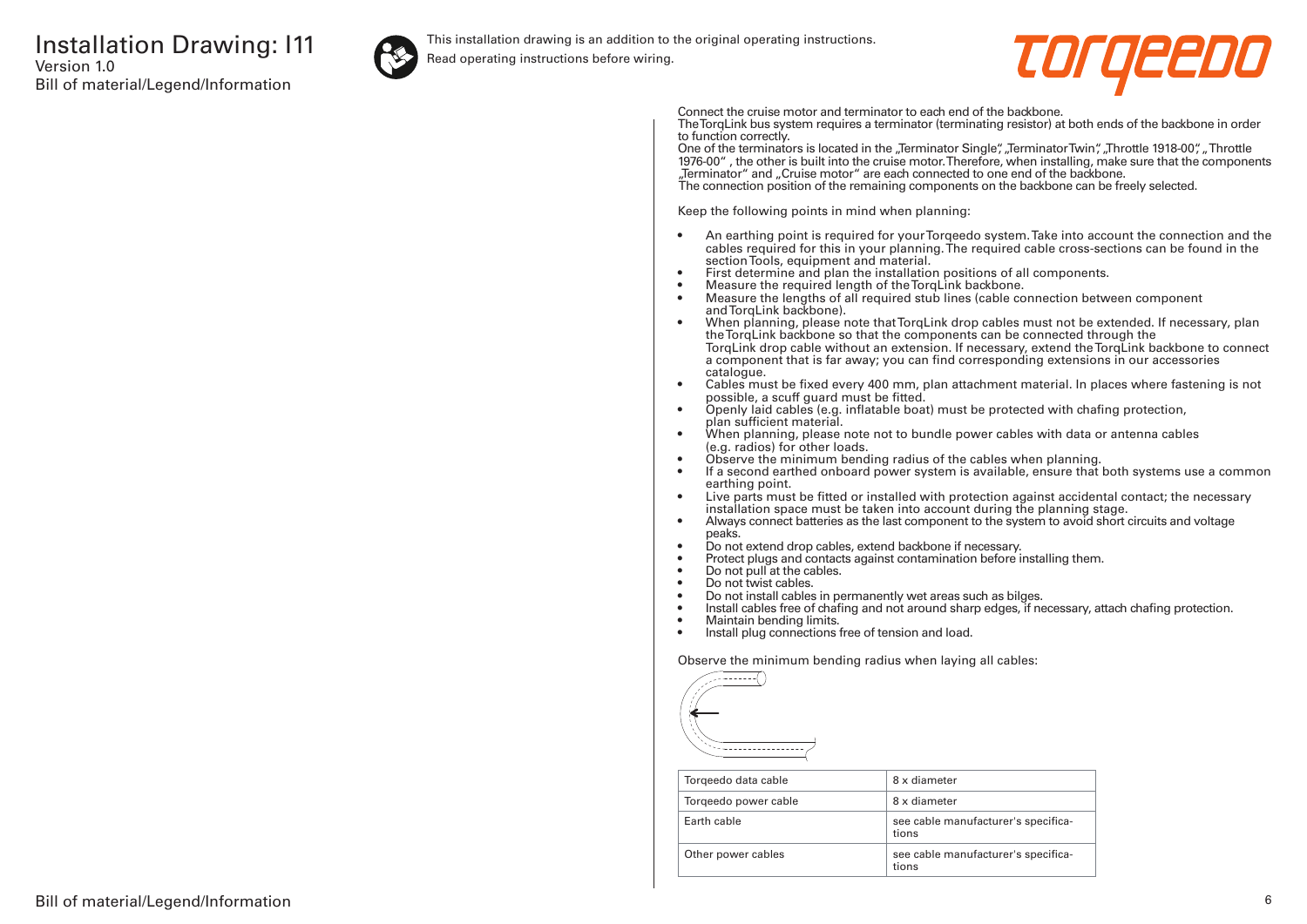# Installation Drawing: I11

Version 1.0

Bill of material/Legend/Information

This installation drawing is an addition to the original operating instructions.

Read operating instructions before wiring.

Connect the cruise motor and terminator to each end of the backbone.
The TorqLink bus system requires a terminator (terminating resistor) at both ends of the backbone in order to function correctly.
One of the terminators is located in the „Terminator Single", „Terminator Twin", „Throttle 1918-00", „Throttle 1976-00" , the other is built into the cruise motor. Therefore, when installing, make sure that the components „Terminator" and „Cruise motor" are each connected to one end of the backbone.
The connection position of the remaining components on the backbone can be freely selected.

Keep the following points in mind when planning:

- An earthing point is required for your Torqeedo system. Take into account the connection and the cables required for this in your planning. The required cable cross-sections can be found in the section Tools, equipment and material.
- First determine and plan the installation positions of all components.
- Measure the required length of the TorqLink backbone.
- Measure the lengths of all required stub lines (cable connection between component and TorqLink backbone).
- When planning, please note that TorqLink drop cables must not be extended. If necessary, plan the TorqLink backbone so that the components can be connected through the TorqLink drop cable without an extension. If necessary, extend the TorqLink backbone to connect a component that is far away; you can find corresponding extensions in our accessories catalogue.
- Cables must be fixed every 400 mm, plan attachment material. In places where fastening is not possible, a scuff guard must be fitted.
- Openly laid cables (e.g. inflatable boat) must be protected with chafing protection, plan sufficient material.
- When planning, please note not to bundle power cables with data or antenna cables (e.g. radios) for other loads.
- Observe the minimum bending radius of the cables when planning.
- If a second earthed onboard power system is available, ensure that both systems use a common earthing point.
- Live parts must be fitted or installed with protection against accidental contact; the necessary installation space must be taken into account during the planning stage.
- Always connect batteries as the last component to the system to avoid short circuits and voltage peaks.
- Do not extend drop cables, extend backbone if necessary.
- Protect plugs and contacts against contamination before installing them.
- Do not pull at the cables.
- Do not twist cables.
- Do not install cables in permanently wet areas such as bilges.
- Install cables free of chafing and not around sharp edges, if necessary, attach chafing protection.
- Maintain bending limits.
- Install plug connections free of tension and load.

Observe the minimum bending radius when laying all cables:

| | |
|---|---|
| Torqeedo data cable | 8 x diameter |
| Torqeedo power cable | 8 x diameter |
| Earth cable | see cable manufacturer's specifications |
| Other power cables | see cable manufacturer's specifications |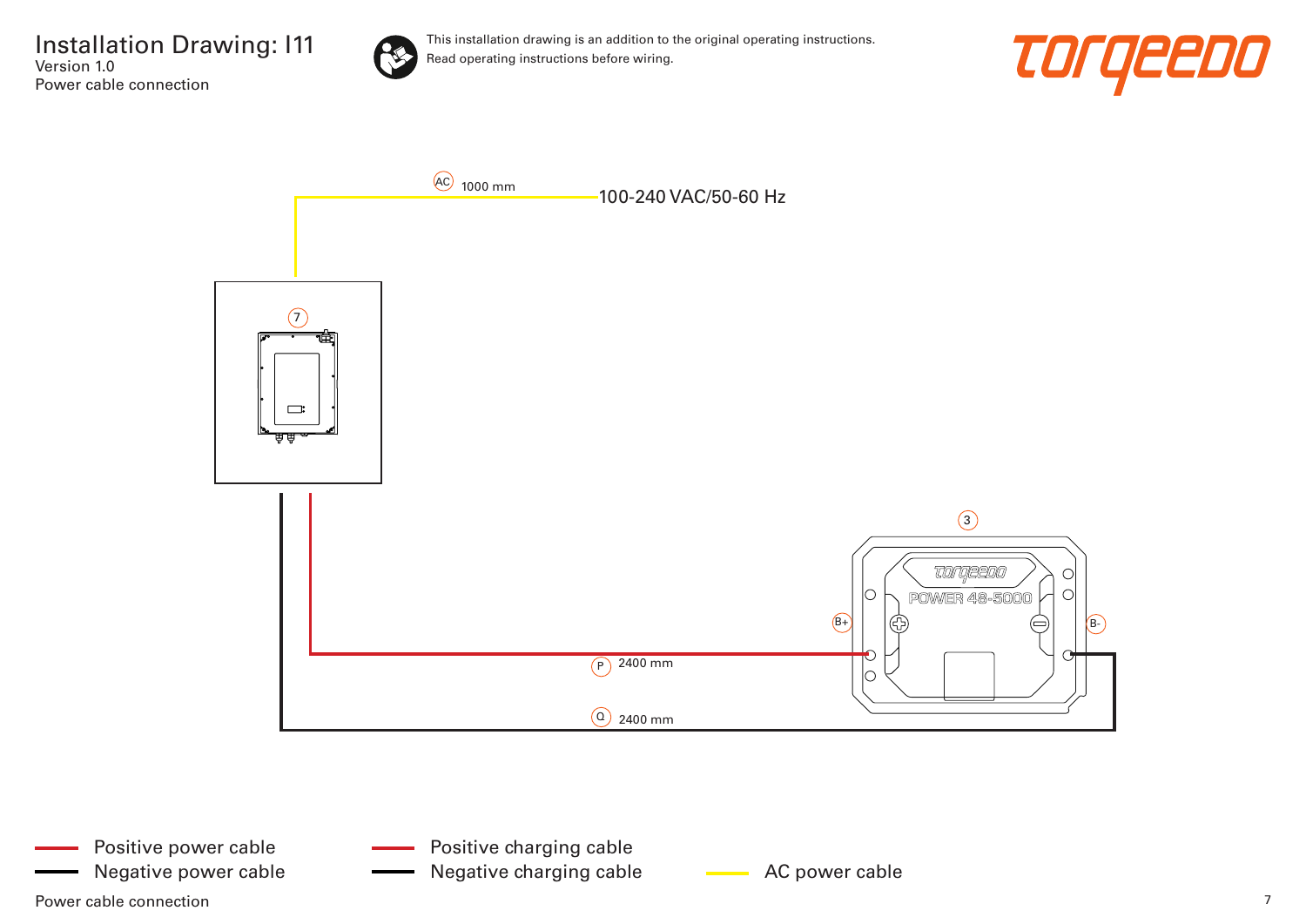# Installation Drawing: I11

Version 1.0

Power cable connection

This installation drawing is an addition to the original operating instructions.
Read operating instructions before wiring.

torqeedo

AC 1000 mm

100-240 VAC/50-60 Hz

7

3

POWER 48-5000

B+

B-

P 2400 mm

Q 2400 mm

Positive power cable

Negative power cable

Positive charging cable

Negative charging cable

AC power cable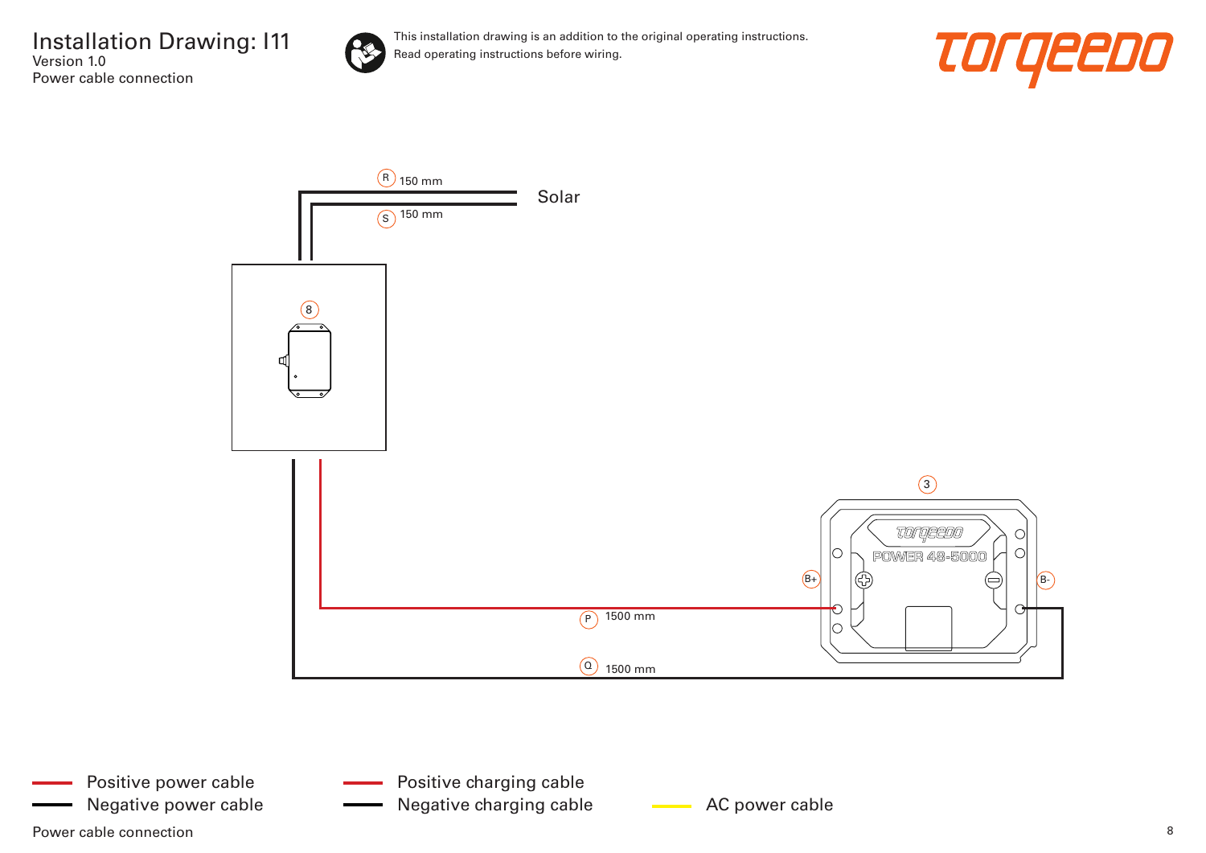# Installation Drawing: I11

Version 1.0

Power cable connection

This installation drawing is an addition to the original operating instructions.
Read operating instructions before wiring.

torqeedo

R 150 mm

S 150 mm

Solar

8

3

POWER 48-5000

B+

B-

P 1500 mm

Q 1500 mm

Positive power cable

Negative power cable

Positive charging cable

Negative charging cable

AC power cable

Power cable connection